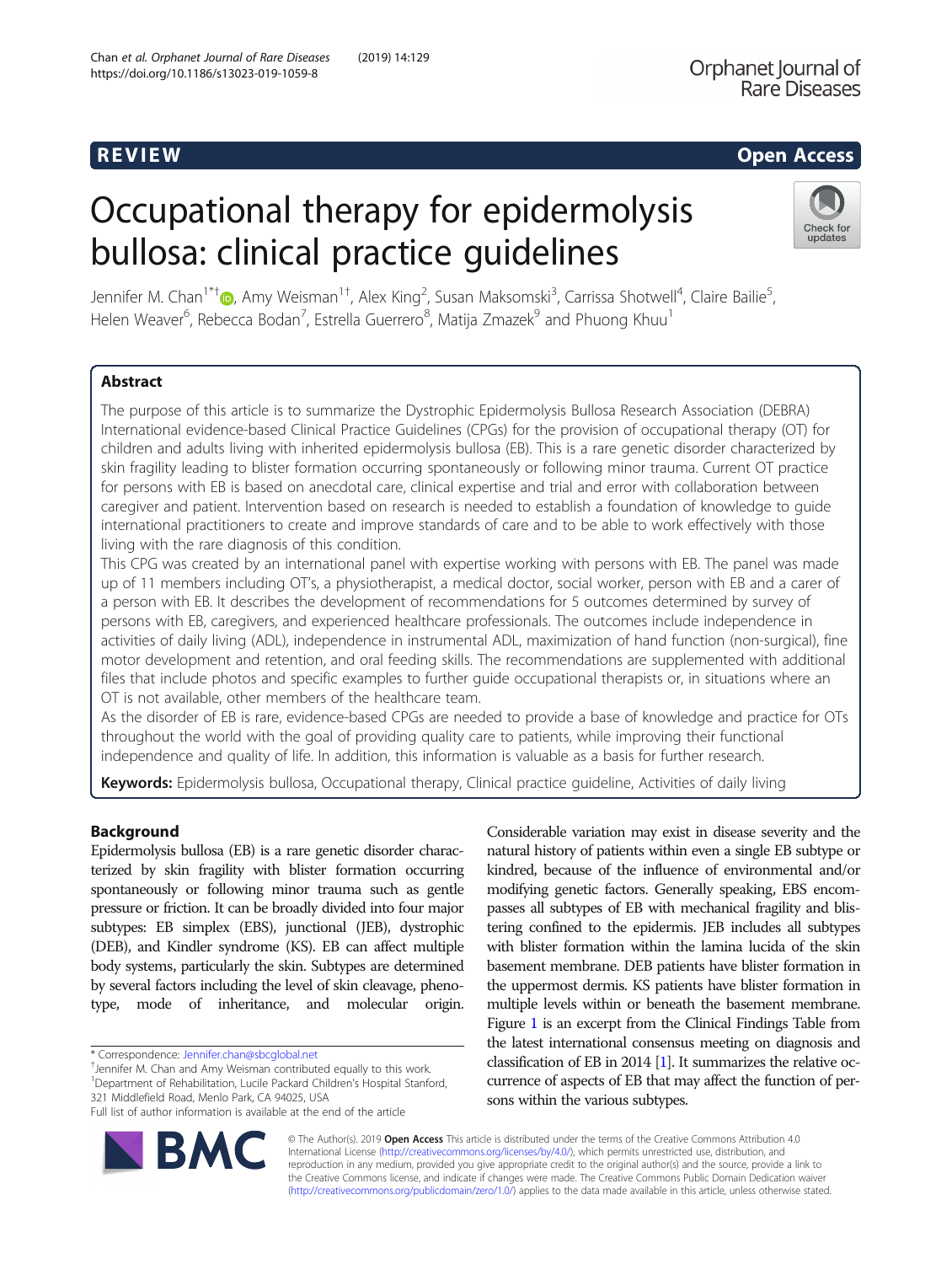REVIEW Open Access

# Occupational therapy for epidermolysis bullosa: clinical practice guidelines

Jennifer M. Chan[1*†], Amy Weisman[1†], Alex King[2], Susan Maksomski[3], Carrissa Shotwell[4], Claire Bailie[5], Helen Weaver[6], Rebecca Bodan[7], Estrella Guerrero[8], Matija Zmazek[9] and Phuong Khuu[1]

## Abstract

The purpose of this article is to summarize the Dystrophic Epidermolysis Bullosa Research Association (DEBRA) International evidence-based Clinical Practice Guidelines (CPGs) for the provision of occupational therapy (OT) for children and adults living with inherited epidermolysis bullosa (EB). This is a rare genetic disorder characterized by skin fragility leading to blister formation occurring spontaneously or following minor trauma. Current OT practice for persons with EB is based on anecdotal care, clinical expertise and trial and error with collaboration between caregiver and patient. Intervention based on research is needed to establish a foundation of knowledge to guide international practitioners to create and improve standards of care and to be able to work effectively with those living with the rare diagnosis of this condition.

This CPG was created by an international panel with expertise working with persons with EB. The panel was made up of 11 members including OT's, a physiotherapist, a medical doctor, social worker, person with EB and a carer of a person with EB. It describes the development of recommendations for 5 outcomes determined by survey of persons with EB, caregivers, and experienced healthcare professionals. The outcomes include independence in activities of daily living (ADL), independence in instrumental ADL, maximization of hand function (non-surgical), fine motor development and retention, and oral feeding skills. The recommendations are supplemented with additional files that include photos and specific examples to further guide occupational therapists or, in situations where an OT is not available, other members of the healthcare team.

As the disorder of EB is rare, evidence-based CPGs are needed to provide a base of knowledge and practice for OTs throughout the world with the goal of providing quality care to patients, while improving their functional independence and quality of life. In addition, this information is valuable as a basis for further research.

**Keywords:** Epidermolysis bullosa, Occupational therapy, Clinical practice guideline, Activities of daily living

## Background

Epidermolysis bullosa (EB) is a rare genetic disorder characterized by skin fragility with blister formation occurring spontaneously or following minor trauma such as gentle pressure or friction. It can be broadly divided into four major subtypes: EB simplex (EBS), junctional (JEB), dystrophic (DEB), and Kindler syndrome (KS). EB can affect multiple body systems, particularly the skin. Subtypes are determined by several factors including the level of skin cleavage, phenotype, mode of inheritance, and molecular origin. Considerable variation may exist in disease severity and the natural history of patients within even a single EB subtype or kindred, because of the influence of environmental and/or modifying genetic factors. Generally speaking, EBS encompasses all subtypes of EB with mechanical fragility and blistering confined to the epidermis. JEB includes all subtypes with blister formation within the lamina lucida of the skin basement membrane. DEB patients have blister formation in the uppermost dermis. KS patients have blister formation in multiple levels within or beneath the basement membrane. Figure 1 is an excerpt from the Clinical Findings Table from the latest international consensus meeting on diagnosis and classification of EB in 2014 [1]. It summarizes the relative occurrence of aspects of EB that may affect the function of persons within the various subtypes.

\* Correspondence: Jennifer.chan@sbcglobal.net

†Jennifer M. Chan and Amy Weisman contributed equally to this work.

[1]Department of Rehabilitation, Lucile Packard Children's Hospital Stanford, 321 Middlefield Road, Menlo Park, CA 94025, USA

Full list of author information is available at the end of the article

© The Author(s). 2019 **Open Access** This article is distributed under the terms of the Creative Commons Attribution 4.0 International License (http://creativecommons.org/licenses/by/4.0/), which permits unrestricted use, distribution, and reproduction in any medium, provided you give appropriate credit to the original author(s) and the source, provide a link to the Creative Commons license, and indicate if changes were made. The Creative Commons Public Domain Dedication waiver (http://creativecommons.org/publicdomain/zero/1.0/) applies to the data made available in this article, unless otherwise stated.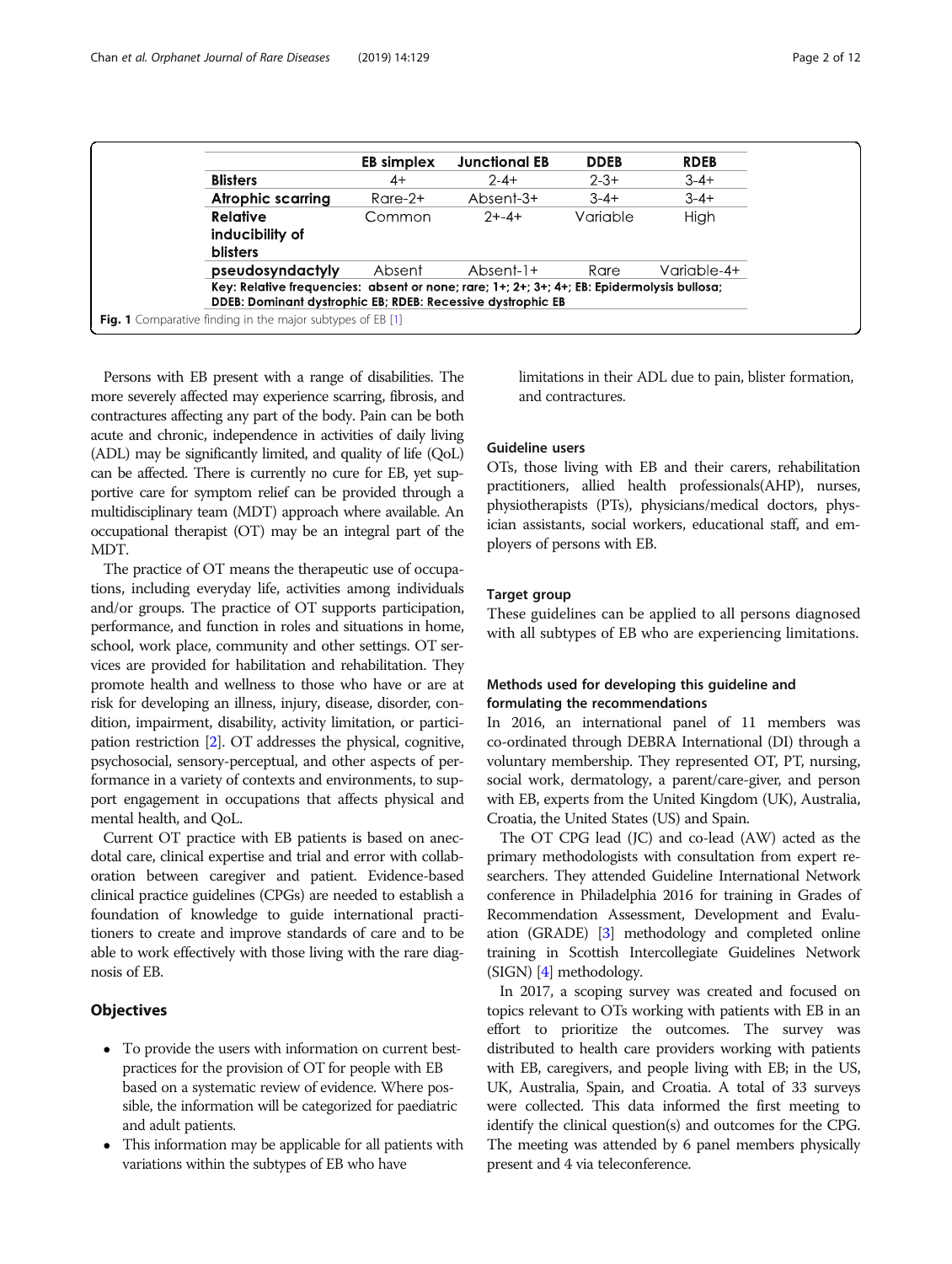| | EB simplex | Junctional EB | DDEB | RDEB |
|---|---|---|---|---|
| **Blisters** | 4+ | 2-4+ | 2-3+ | 3-4+ |
| **Atrophic scarring** | Rare-2+ | Absent-3+ | 3-4+ | 3-4+ |
| **Relative inducibility of blisters** | Common | 2+-4+ | Variable | High |
| **pseudosyndactyly** | Absent | Absent-1+ | Rare | Variable-4+ |

**Key: Relative frequencies: absent or none; rare; 1+; 2+; 3+; 4+; EB: Epidermolysis bullosa; DDEB: Dominant dystrophic EB; RDEB: Recessive dystrophic EB**

**Fig. 1** Comparative finding in the major subtypes of EB [1]

Persons with EB present with a range of disabilities. The more severely affected may experience scarring, fibrosis, and contractures affecting any part of the body. Pain can be both acute and chronic, independence in activities of daily living (ADL) may be significantly limited, and quality of life (QoL) can be affected. There is currently no cure for EB, yet supportive care for symptom relief can be provided through a multidisciplinary team (MDT) approach where available. An occupational therapist (OT) may be an integral part of the MDT.

The practice of OT means the therapeutic use of occupations, including everyday life, activities among individuals and/or groups. The practice of OT supports participation, performance, and function in roles and situations in home, school, work place, community and other settings. OT services are provided for habilitation and rehabilitation. They promote health and wellness to those who have or are at risk for developing an illness, injury, disease, disorder, condition, impairment, disability, activity limitation, or participation restriction [2]. OT addresses the physical, cognitive, psychosocial, sensory-perceptual, and other aspects of performance in a variety of contexts and environments, to support engagement in occupations that affects physical and mental health, and QoL.

Current OT practice with EB patients is based on anecdotal care, clinical expertise and trial and error with collaboration between caregiver and patient. Evidence-based clinical practice guidelines (CPGs) are needed to establish a foundation of knowledge to guide international practitioners to create and improve standards of care and to be able to work effectively with those living with the rare diagnosis of EB.

## Objectives

- To provide the users with information on current best-practices for the provision of OT for people with EB based on a systematic review of evidence. Where possible, the information will be categorized for paediatric and adult patients.
- This information may be applicable for all patients with variations within the subtypes of EB who have limitations in their ADL due to pain, blister formation, and contractures.

### Guideline users

OTs, those living with EB and their carers, rehabilitation practitioners, allied health professionals(AHP), nurses, physiotherapists (PTs), physicians/medical doctors, physician assistants, social workers, educational staff, and employers of persons with EB.

### Target group

These guidelines can be applied to all persons diagnosed with all subtypes of EB who are experiencing limitations.

### Methods used for developing this guideline and formulating the recommendations

In 2016, an international panel of 11 members was co-ordinated through DEBRA International (DI) through a voluntary membership. They represented OT, PT, nursing, social work, dermatology, a parent/care-giver, and person with EB, experts from the United Kingdom (UK), Australia, Croatia, the United States (US) and Spain.

The OT CPG lead (JC) and co-lead (AW) acted as the primary methodologists with consultation from expert researchers. They attended Guideline International Network conference in Philadelphia 2016 for training in Grades of Recommendation Assessment, Development and Evaluation (GRADE) [3] methodology and completed online training in Scottish Intercollegiate Guidelines Network (SIGN) [4] methodology.

In 2017, a scoping survey was created and focused on topics relevant to OTs working with patients with EB in an effort to prioritize the outcomes. The survey was distributed to health care providers working with patients with EB, caregivers, and people living with EB; in the US, UK, Australia, Spain, and Croatia. A total of 33 surveys were collected. This data informed the first meeting to identify the clinical question(s) and outcomes for the CPG. The meeting was attended by 6 panel members physically present and 4 via teleconference.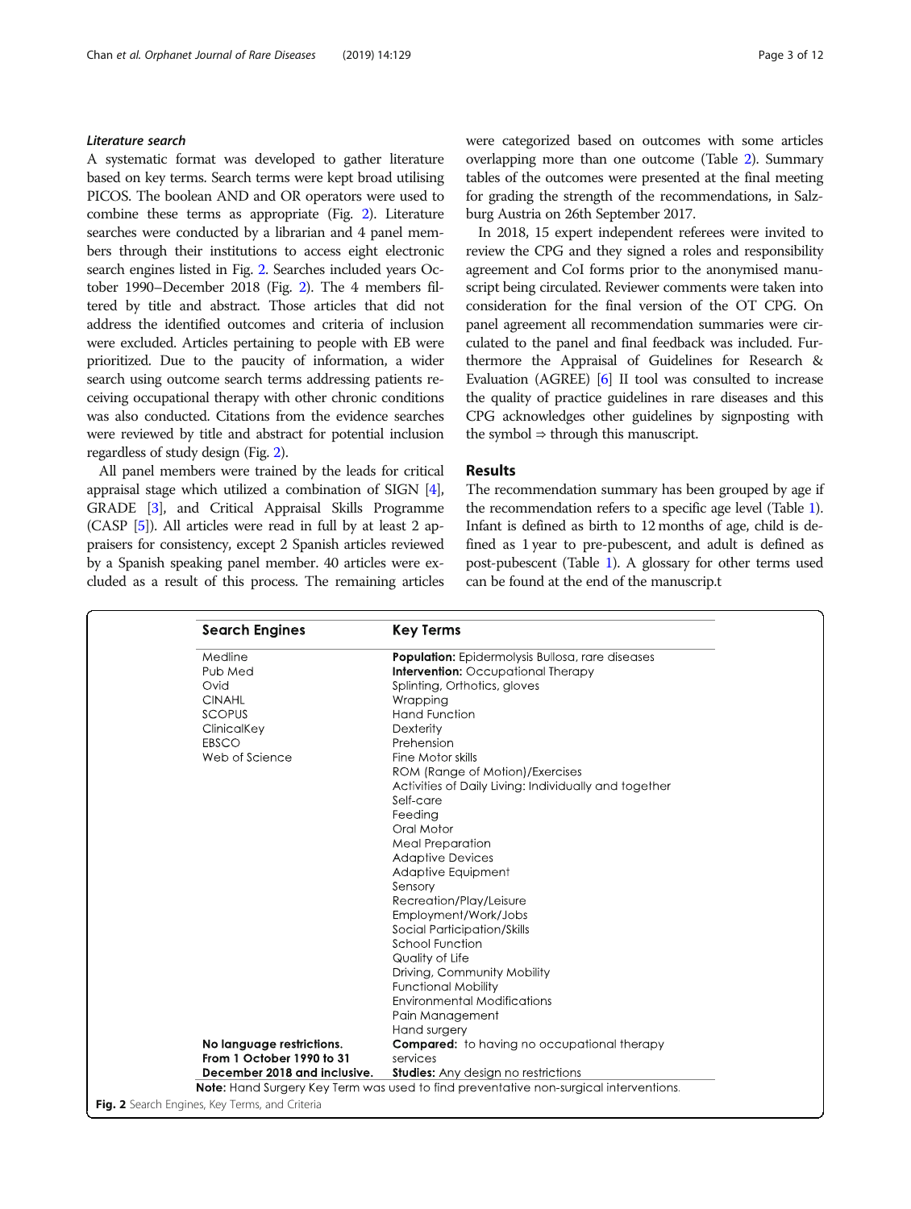### *Literature search*

A systematic format was developed to gather literature based on key terms. Search terms were kept broad utilising PICOS. The boolean AND and OR operators were used to combine these terms as appropriate (Fig. 2). Literature searches were conducted by a librarian and 4 panel members through their institutions to access eight electronic search engines listed in Fig. 2. Searches included years October 1990–December 2018 (Fig. 2). The 4 members filtered by title and abstract. Those articles that did not address the identified outcomes and criteria of inclusion were excluded. Articles pertaining to people with EB were prioritized. Due to the paucity of information, a wider search using outcome search terms addressing patients receiving occupational therapy with other chronic conditions was also conducted. Citations from the evidence searches were reviewed by title and abstract for potential inclusion regardless of study design (Fig. 2).

All panel members were trained by the leads for critical appraisal stage which utilized a combination of SIGN [4], GRADE [3], and Critical Appraisal Skills Programme (CASP [5]). All articles were read in full by at least 2 appraisers for consistency, except 2 Spanish articles reviewed by a Spanish speaking panel member. 40 articles were excluded as a result of this process. The remaining articles were categorized based on outcomes with some articles overlapping more than one outcome (Table 2). Summary tables of the outcomes were presented at the final meeting for grading the strength of the recommendations, in Salzburg Austria on 26th September 2017.

In 2018, 15 expert independent referees were invited to review the CPG and they signed a roles and responsibility agreement and CoI forms prior to the anonymised manuscript being circulated. Reviewer comments were taken into consideration for the final version of the OT CPG. On panel agreement all recommendation summaries were circulated to the panel and final feedback was included. Furthermore the Appraisal of Guidelines for Research & Evaluation (AGREE) [6] II tool was consulted to increase the quality of practice guidelines in rare diseases and this CPG acknowledges other guidelines by signposting with the symbol ⇒ through this manuscript.

## Results

The recommendation summary has been grouped by age if the recommendation refers to a specific age level (Table 1). Infant is defined as birth to 12 months of age, child is defined as 1 year to pre-pubescent, and adult is defined as post-pubescent (Table 1). A glossary for other terms used can be found at the end of the manuscrip.t

| Search Engines | Key Terms |
| --- | --- |
| Medline | **Population:** Epidermolysis Bullosa, rare diseases |
| Pub Med | **Intervention:** Occupational Therapy |
| Ovid | Splinting, Orthotics, gloves |
| CINAHL | Wrapping |
| SCOPUS | Hand Function |
| ClinicalKey | Dexterity |
| EBSCO | Prehension |
| Web of Science | Fine Motor skills |
| | ROM (Range of Motion)/Exercises |
| | Activities of Daily Living: Individually and together |
| | Self-care |
| | Feeding |
| | Oral Motor |
| | Meal Preparation |
| | Adaptive Devices |
| | Adaptive Equipment |
| | Sensory |
| | Recreation/Play/Leisure |
| | Employment/Work/Jobs |
| | Social Participation/Skills |
| | School Function |
| | Quality of Life |
| | Driving, Community Mobility |
| | Functional Mobility |
| | Environmental Modifications |
| | Pain Management |
| | Hand surgery |
| **No language restrictions.** | **Compared:** to having no occupational therapy services |
| **From 1 October 1990 to 31 December 2018 and inclusive.** | **Studies:** Any design no restrictions |

**Note:** Hand Surgery Key Term was used to find preventative non-surgical interventions.

**Fig. 2** Search Engines, Key Terms, and Criteria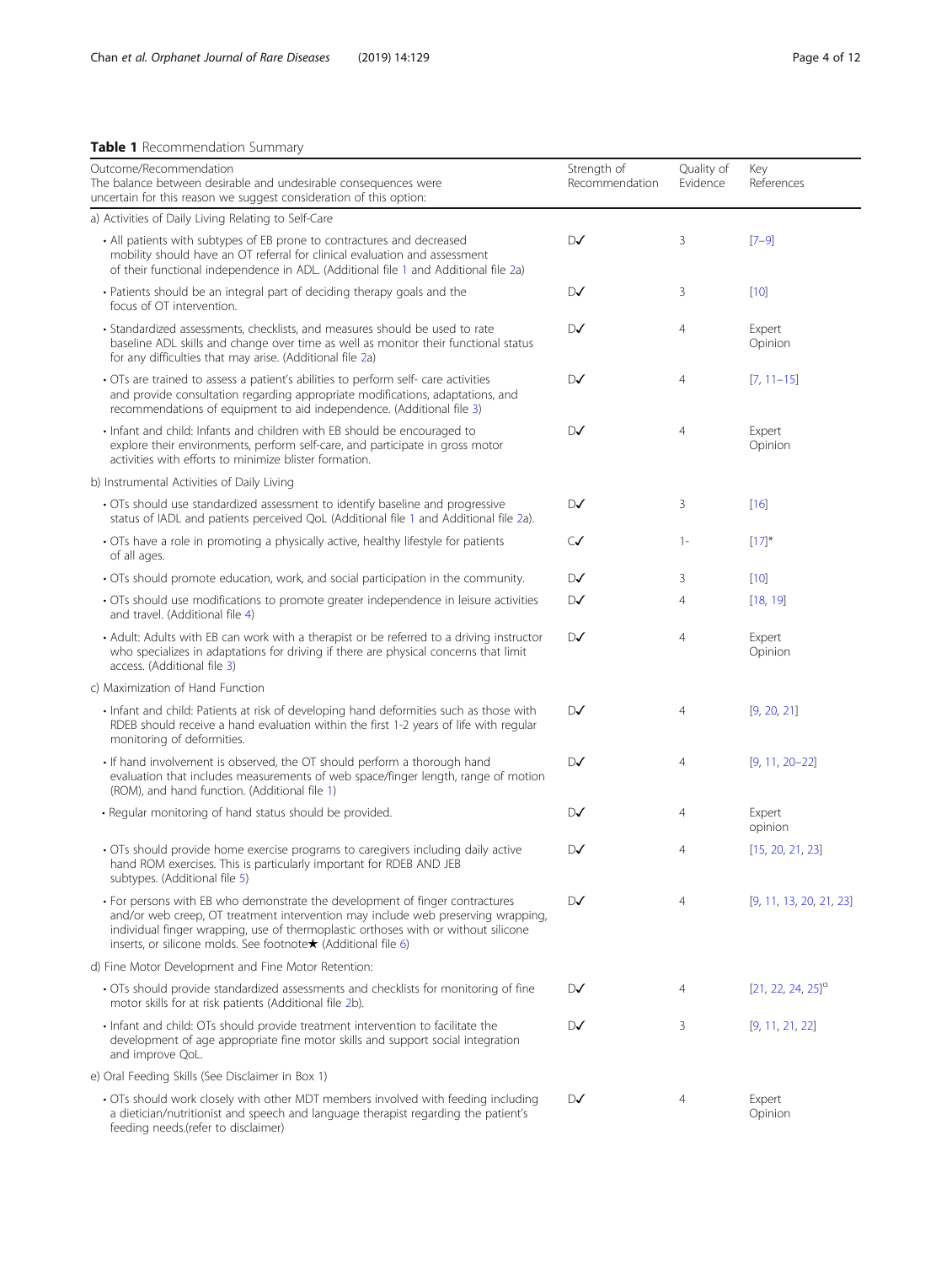**Table 1** Recommendation Summary

| Outcome/Recommendation<br>The balance between desirable and undesirable consequences were uncertain for this reason we suggest consideration of this option: | Strength of Recommendation | Quality of Evidence | Key References |
|---|---|---|---|
| a) Activities of Daily Living Relating to Self-Care | | | |
| • All patients with subtypes of EB prone to contractures and decreased mobility should have an OT referral for clinical evaluation and assessment of their functional independence in ADL. (Additional file 1 and Additional file 2a) | D✓ | 3 | [7–9] |
| • Patients should be an integral part of deciding therapy goals and the focus of OT intervention. | D✓ | 3 | [10] |
| • Standardized assessments, checklists, and measures should be used to rate baseline ADL skills and change over time as well as monitor their functional status for any difficulties that may arise. (Additional file 2a) | D✓ | 4 | Expert Opinion |
| • OTs are trained to assess a patient's abilities to perform self- care activities and provide consultation regarding appropriate modifications, adaptations, and recommendations of equipment to aid independence. (Additional file 3) | D✓ | 4 | [7, 11–15] |
| • Infant and child: Infants and children with EB should be encouraged to explore their environments, perform self-care, and participate in gross motor activities with efforts to minimize blister formation. | D✓ | 4 | Expert Opinion |
| b) Instrumental Activities of Daily Living | | | |
| • OTs should use standardized assessment to identify baseline and progressive status of IADL and patients perceived QoL (Additional file 1 and Additional file 2a). | D✓ | 3 | [16] |
| • OTs have a role in promoting a physically active, healthy lifestyle for patients of all ages. | C✓ | 1- | [17]* |
| • OTs should promote education, work, and social participation in the community. | D✓ | 3 | [10] |
| • OTs should use modifications to promote greater independence in leisure activities and travel. (Additional file 4) | D✓ | 4 | [18, 19] |
| • Adult: Adults with EB can work with a therapist or be referred to a driving instructor who specializes in adaptations for driving if there are physical concerns that limit access. (Additional file 3) | D✓ | 4 | Expert Opinion |
| c) Maximization of Hand Function | | | |
| • Infant and child: Patients at risk of developing hand deformities such as those with RDEB should receive a hand evaluation within the first 1-2 years of life with regular monitoring of deformities. | D✓ | 4 | [9, 20, 21] |
| • If hand involvement is observed, the OT should perform a thorough hand evaluation that includes measurements of web space/finger length, range of motion (ROM), and hand function. (Additional file 1) | D✓ | 4 | [9, 11, 20–22] |
| • Regular monitoring of hand status should be provided. | D✓ | 4 | Expert opinion |
| • OTs should provide home exercise programs to caregivers including daily active hand ROM exercises. This is particularly important for RDEB AND JEB subtypes. (Additional file 5) | D✓ | 4 | [15, 20, 21, 23] |
| • For persons with EB who demonstrate the development of finger contractures and/or web creep, OT treatment intervention may include web preserving wrapping, individual finger wrapping, use of thermoplastic orthoses with or without silicone inserts, or silicone molds. See footnote★ (Additional file 6) | D✓ | 4 | [9, 11, 13, 20, 21, 23] |
| d) Fine Motor Development and Fine Motor Retention: | | | |
| • OTs should provide standardized assessments and checklists for monitoring of fine motor skills for at risk patients (Additional file 2b). | D✓ | 4 | [21, 22, 24, 25][¤] |
| • Infant and child: OTs should provide treatment intervention to facilitate the development of age appropriate fine motor skills and support social integration and improve QoL. | D✓ | 3 | [9, 11, 21, 22] |
| e) Oral Feeding Skills (See Disclaimer in Box 1) | | | |
| • OTs should work closely with other MDT members involved with feeding including a dietician/nutritionist and speech and language therapist regarding the patient's feeding needs.(refer to disclaimer) | D✓ | 4 | Expert Opinion |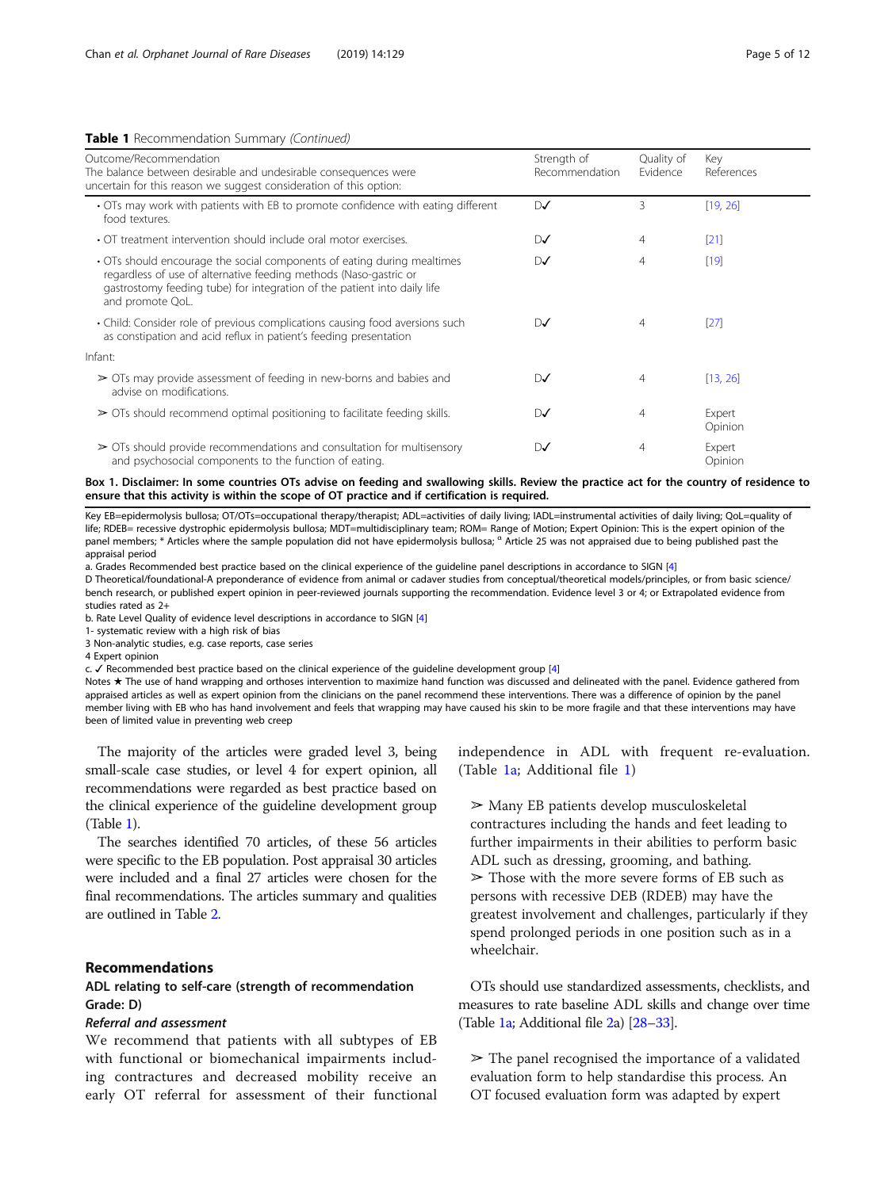**Table 1** Recommendation Summary *(Continued)*

| Outcome/Recommendation<br>The balance between desirable and undesirable consequences were uncertain for this reason we suggest consideration of this option: | Strength of Recommendation | Quality of Evidence | Key References |
|---|---|---|---|
| • OTs may work with patients with EB to promote confidence with eating different food textures. | D✓ | 3 | [19, 26] |
| • OT treatment intervention should include oral motor exercises. | D✓ | 4 | [21] |
| • OTs should encourage the social components of eating during mealtimes regardless of use of alternative feeding methods (Naso-gastric or gastrostomy feeding tube) for integration of the patient into daily life and promote QoL. | D✓ | 4 | [19] |
| • Child: Consider role of previous complications causing food aversions such as constipation and acid reflux in patient's feeding presentation | D✓ | 4 | [27] |
| Infant: | | | |
| ➢ OTs may provide assessment of feeding in new-borns and babies and advise on modifications. | D✓ | 4 | [13, 26] |
| ➢ OTs should recommend optimal positioning to facilitate feeding skills. | D✓ | 4 | Expert Opinion |
| ➢ OTs should provide recommendations and consultation for multisensory and psychosocial components to the function of eating. | D✓ | 4 | Expert Opinion |

**Box 1. Disclaimer: In some countries OTs advise on feeding and swallowing skills. Review the practice act for the country of residence to ensure that this activity is within the scope of OT practice and if certification is required.**

Key EB=epidermolysis bullosa; OT/OTs=occupational therapy/therapist; ADL=activities of daily living; IADL=instrumental activities of daily living; QoL=quality of life; RDEB= recessive dystrophic epidermolysis bullosa; MDT=multidisciplinary team; ROM= Range of Motion; Expert Opinion: This is the expert opinion of the panel members; * Articles where the sample population did not have epidermolysis bullosa; ¤ Article 25 was not appraised due to being published past the appraisal period

a. Grades Recommended best practice based on the clinical experience of the guideline panel descriptions in accordance to SIGN [4]

D Theoretical/foundational-A preponderance of evidence from animal or cadaver studies from conceptual/theoretical models/principles, or from basic science/ bench research, or published expert opinion in peer-reviewed journals supporting the recommendation. Evidence level 3 or 4; or Extrapolated evidence from studies rated as 2+

b. Rate Level Quality of evidence level descriptions in accordance to SIGN [4]

1- systematic review with a high risk of bias

3 Non-analytic studies, e.g. case reports, case series

4 Expert opinion

c. ✓ Recommended best practice based on the clinical experience of the guideline development group [4]

Notes ★ The use of hand wrapping and orthoses intervention to maximize hand function was discussed and delineated with the panel. Evidence gathered from appraised articles as well as expert opinion from the clinicians on the panel recommend these interventions. There was a difference of opinion by the panel member living with EB who has hand involvement and feels that wrapping may have caused his skin to be more fragile and that these interventions may have been of limited value in preventing web creep

The majority of the articles were graded level 3, being small-scale case studies, or level 4 for expert opinion, all recommendations were regarded as best practice based on the clinical experience of the guideline development group (Table 1).

The searches identified 70 articles, of these 56 articles were specific to the EB population. Post appraisal 30 articles were included and a final 27 articles were chosen for the final recommendations. The articles summary and qualities are outlined in Table 2.

## Recommendations

### ADL relating to self-care (strength of recommendation Grade: D)

#### *Referral and assessment*

We recommend that patients with all subtypes of EB with functional or biomechanical impairments including contractures and decreased mobility receive an early OT referral for assessment of their functional independence in ADL with frequent re-evaluation. (Table 1a; Additional file 1)

> ➢ Many EB patients develop musculoskeletal contractures including the hands and feet leading to further impairments in their abilities to perform basic ADL such as dressing, grooming, and bathing.
> ➢ Those with the more severe forms of EB such as persons with recessive DEB (RDEB) may have the greatest involvement and challenges, particularly if they spend prolonged periods in one position such as in a wheelchair.

OTs should use standardized assessments, checklists, and measures to rate baseline ADL skills and change over time (Table 1a; Additional file 2a) [28–33].

> ➢ The panel recognised the importance of a validated evaluation form to help standardise this process. An OT focused evaluation form was adapted by expert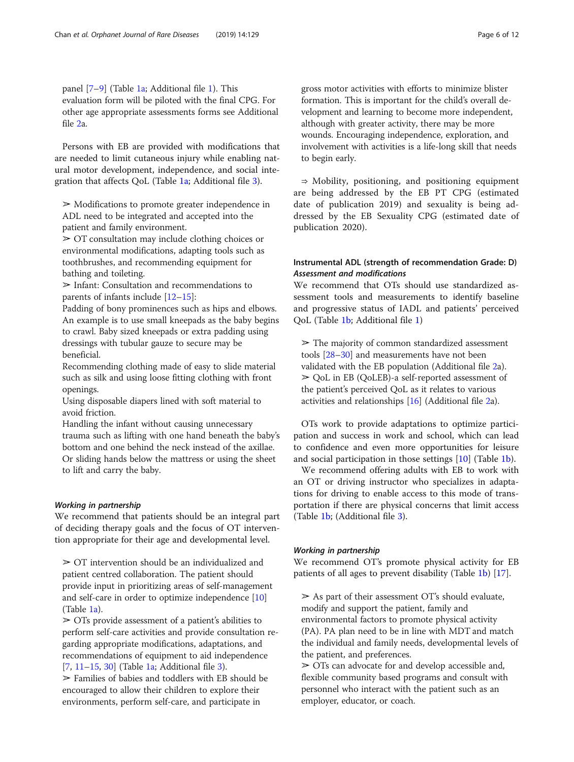panel [7–9] (Table 1a; Additional file 1). This evaluation form will be piloted with the final CPG. For other age appropriate assessments forms see Additional file 2a.

Persons with EB are provided with modifications that are needed to limit cutaneous injury while enabling natural motor development, independence, and social integration that affects QoL (Table 1a; Additional file 3).

➢ Modifications to promote greater independence in ADL need to be integrated and accepted into the patient and family environment.
➢ OT consultation may include clothing choices or environmental modifications, adapting tools such as toothbrushes, and recommending equipment for bathing and toileting.
➢ Infant: Consultation and recommendations to parents of infants include [12–15]:
Padding of bony prominences such as hips and elbows. An example is to use small kneepads as the baby begins to crawl. Baby sized kneepads or extra padding using dressings with tubular gauze to secure may be beneficial.
Recommending clothing made of easy to slide material such as silk and using loose fitting clothing with front openings.
Using disposable diapers lined with soft material to avoid friction.
Handling the infant without causing unnecessary trauma such as lifting with one hand beneath the baby's bottom and one behind the neck instead of the axillae. Or sliding hands below the mattress or using the sheet to lift and carry the baby.

#### *Working in partnership*

We recommend that patients should be an integral part of deciding therapy goals and the focus of OT intervention appropriate for their age and developmental level.

➢ OT intervention should be an individualized and patient centred collaboration. The patient should provide input in prioritizing areas of self-management and self-care in order to optimize independence [10] (Table 1a).
➢ OTs provide assessment of a patient's abilities to perform self-care activities and provide consultation regarding appropriate modifications, adaptations, and recommendations of equipment to aid independence [7, 11–15, 30] (Table 1a; Additional file 3).
➢ Families of babies and toddlers with EB should be encouraged to allow their children to explore their environments, perform self-care, and participate in gross motor activities with efforts to minimize blister formation. This is important for the child's overall development and learning to become more independent, although with greater activity, there may be more wounds. Encouraging independence, exploration, and involvement with activities is a life-long skill that needs to begin early.

⇒ Mobility, positioning, and positioning equipment are being addressed by the EB PT CPG (estimated date of publication 2019) and sexuality is being addressed by the EB Sexuality CPG (estimated date of publication 2020).

### Instrumental ADL (strength of recommendation Grade: D)

#### *Assessment and modifications*

We recommend that OTs should use standardized assessment tools and measurements to identify baseline and progressive status of IADL and patients' perceived QoL (Table 1b; Additional file 1)

➢ The majority of common standardized assessment tools [28–30] and measurements have not been validated with the EB population (Additional file 2a).
➢ QoL in EB (QoLEB)-a self-reported assessment of the patient's perceived QoL as it relates to various activities and relationships [16] (Additional file 2a).

OTs work to provide adaptations to optimize participation and success in work and school, which can lead to confidence and even more opportunities for leisure and social participation in those settings [10] (Table 1b).

We recommend offering adults with EB to work with an OT or driving instructor who specializes in adaptations for driving to enable access to this mode of transportation if there are physical concerns that limit access (Table 1b; (Additional file 3).

#### *Working in partnership*

We recommend OT's promote physical activity for EB patients of all ages to prevent disability (Table 1b) [17].

➢ As part of their assessment OT's should evaluate, modify and support the patient, family and environmental factors to promote physical activity (PA). PA plan need to be in line with MDT and match the individual and family needs, developmental levels of the patient, and preferences.
➢ OTs can advocate for and develop accessible and, flexible community based programs and consult with personnel who interact with the patient such as an employer, educator, or coach.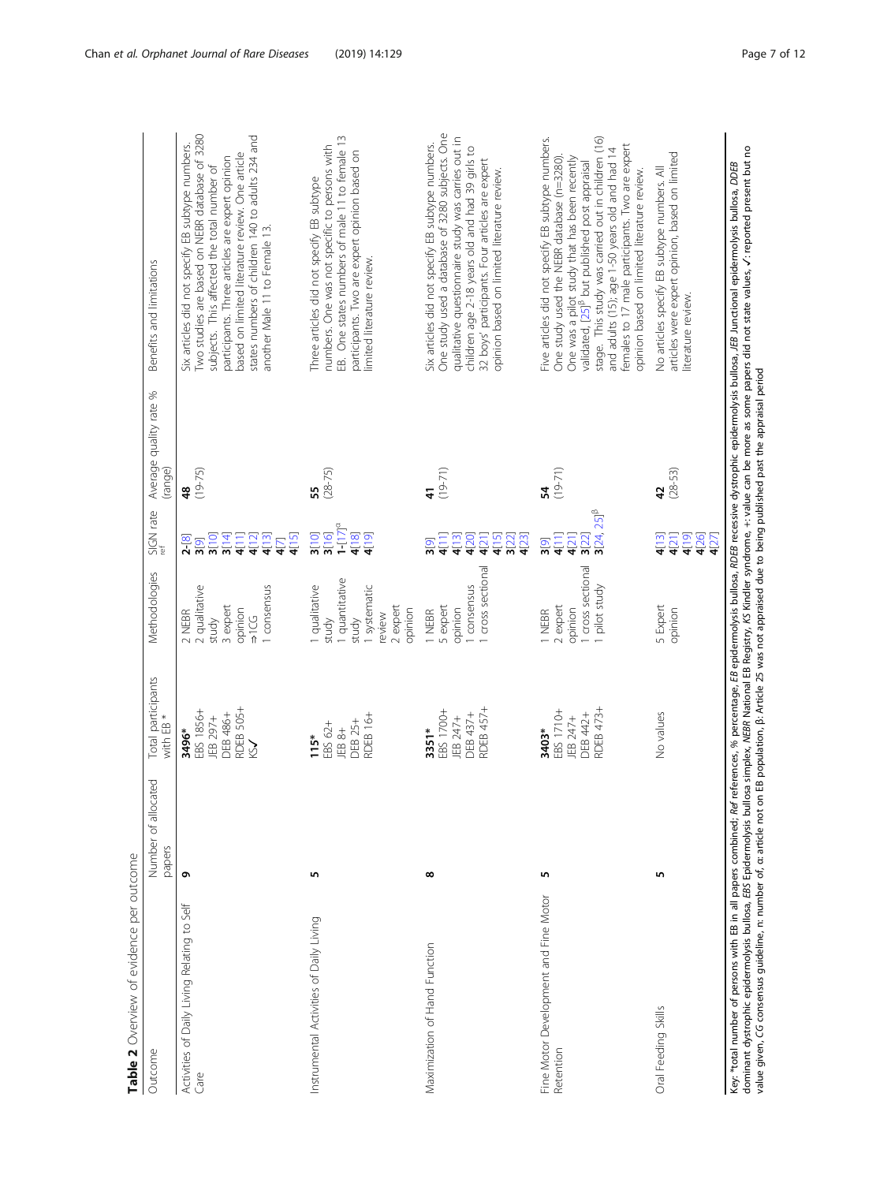**Table 2** Overview of evidence per outcome

| Outcome | Number of allocated papers | Total participants with EB * | Methodologies | SIGN rate ref | Average quality rate % (range) | Benefits and limitations |
|---|---|---|---|---|---|---|
| Activities of Daily Living Relating to Self Care | **9** | **3496***<br>EBS 1856+<br>JEB 297+<br>DEB 486+<br>RDEB 505+<br>KS✓ | 2 NEBR<br>2 qualitative study<br>3 expert opinion<br>1CG<br>1 consensus | **2**-[8]<br>**3**[9]<br>**3**[10]<br>**3**[14]<br>**4**[11]<br>**4**[12]<br>**4**[13]<br>**4**[7]<br>**4**[15] | **48**<br>(19-75) | Six articles did not specify EB subtype numbers. Two studies are based on NEBR database of 3280 subjects. This affected the total number of participants. Three articles are expert opinion based on limited literature review. One article states numbers of children 140 to adults 234 and another Male 11 to Female 13. |
| Instrumental Activities of Daily Living | **5** | **115***<br>EBS 62+<br>JEB 8+<br>DEB 25+<br>RDEB 16+ | 1 qualitative study<br>1 quantitative study<br>1 systematic review<br>2 expert opinion | **3**[10]<br>**3**[16]<br>**1**-[17][α]<br>**4**[18]<br>**4**[19] | **55**<br>(28-75) | Three articles did not specify EB subtype numbers. One was not specific to persons with EB. One states numbers of male 11 to female 13 participants. Two are expert opinion based on limited literature review. |
| Maximization of Hand Function | **8** | **3351***<br>EBS 1700+<br>JEB 247+<br>DEB 437+<br>RDEB 457+ | 1 NEBR<br>5 expert opinion<br>1 consensus<br>1 cross sectional | **3**[9]<br>**4**[11]<br>**4**[13]<br>**4**[20]<br>**4**[21]<br>**4**[15]<br>**3**[22]<br>**4**[23] | **41**<br>(19-71) | Six articles did not specify EB subtype numbers. One study used a database of 3280 subjects. One qualitative questionnaire study was carries out in children age 2-18 years old and had 39 girls to 32 boys' participants. Four articles are expert opinion based on limited literature review. |
| Fine Motor Development and Fine Motor Retention | **5** | **3403***<br>EBS 1710+<br>JEB 247+<br>DEB 442+<br>RDEB 473+ | 1 NEBR<br>2 expert opinion<br>1 cross sectional<br>1 pilot study | **3**[9]<br>**4**[11]<br>**4**[21]<br>**3**[22]<br>**3**[24, 25][β] | **54**<br>(19-71) | Five articles did not specify EB subtype numbers. One study used the NEBR database (n=3280). One was a pilot study that has been recently validated, [25][β] but published post appraisal stage. This study was carried out in children (16) and adults (15); age 1-50 years old and had 14 females to 17 male participants. Two are expert opinion based on limited literature review. |
| Oral Feeding Skills | **5** | No values | 5 Expert opinion | **4**[13]<br>**4**[21]<br>**4**[19]<br>**4**[26]<br>**4**[27] | **42**<br>(28-53) | No articles specify EB subtype numbers. All articles were expert opinion, based on limited literature review. |

Key: *total number of persons with EB in all papers combined; *Ref* references, *%* percentage, *EB* epidermolysis bullosa, *RDEB* recessive dystrophic epidermolysis bullosa, *JEB* Junctional epidermolysis bullosa, *DDEB* dominant dystrophic epidermolysis bullosa, *EBS* Epidermolysis bullosa simplex, *NEBR* National EB Registry, *KS* Kindler syndrome, +: value can be more as some papers did not state values, ✓: reported present but no value given, *CG* consensus guideline, n: number of, α: article not on EB population, β: Article 25 was not appraised due to being published past the appraisal period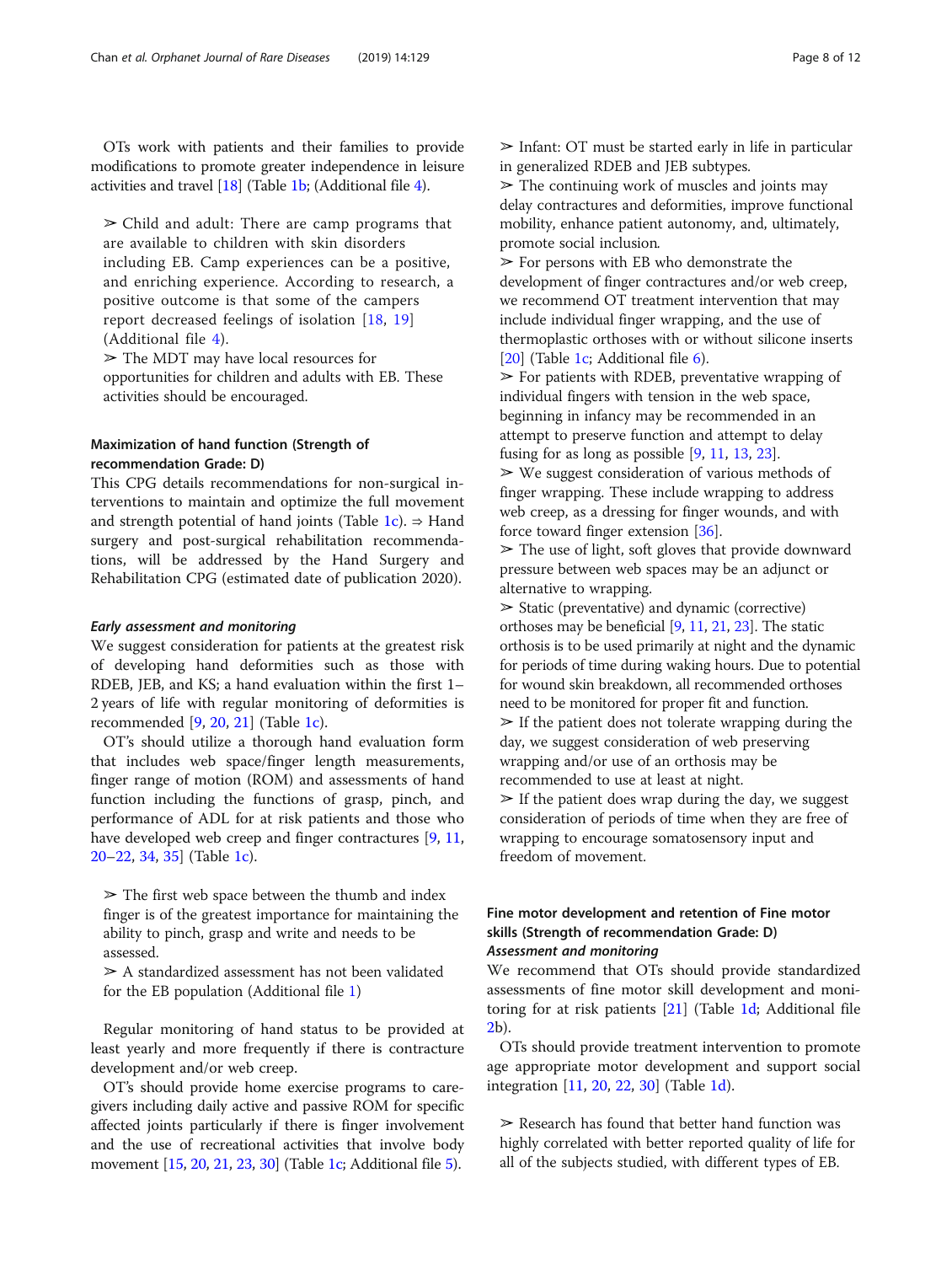OTs work with patients and their families to provide modifications to promote greater independence in leisure activities and travel [18] (Table 1b; (Additional file 4).

> ➢ Child and adult: There are camp programs that are available to children with skin disorders including EB. Camp experiences can be a positive, and enriching experience. According to research, a positive outcome is that some of the campers report decreased feelings of isolation [18, 19] (Additional file 4).
>
> ➢ The MDT may have local resources for opportunities for children and adults with EB. These activities should be encouraged.

### Maximization of hand function (Strength of recommendation Grade: D)

This CPG details recommendations for non-surgical interventions to maintain and optimize the full movement and strength potential of hand joints (Table 1c). ⇒ Hand surgery and post-surgical rehabilitation recommendations, will be addressed by the Hand Surgery and Rehabilitation CPG (estimated date of publication 2020).

#### *Early assessment and monitoring*

We suggest consideration for patients at the greatest risk of developing hand deformities such as those with RDEB, JEB, and KS; a hand evaluation within the first 1–2 years of life with regular monitoring of deformities is recommended [9, 20, 21] (Table 1c).

OT's should utilize a thorough hand evaluation form that includes web space/finger length measurements, finger range of motion (ROM) and assessments of hand function including the functions of grasp, pinch, and performance of ADL for at risk patients and those who have developed web creep and finger contractures [9, 11, 20–22, 34, 35] (Table 1c).

> ➢ The first web space between the thumb and index finger is of the greatest importance for maintaining the ability to pinch, grasp and write and needs to be assessed.
>
> ➢ A standardized assessment has not been validated for the EB population (Additional file 1)

Regular monitoring of hand status to be provided at least yearly and more frequently if there is contracture development and/or web creep.

OT's should provide home exercise programs to caregivers including daily active and passive ROM for specific affected joints particularly if there is finger involvement and the use of recreational activities that involve body movement [15, 20, 21, 23, 30] (Table 1c; Additional file 5).

> ➢ Infant: OT must be started early in life in particular in generalized RDEB and JEB subtypes.
>
> ➢ The continuing work of muscles and joints may delay contractures and deformities, improve functional mobility, enhance patient autonomy, and, ultimately, promote social inclusion.
>
> ➢ For persons with EB who demonstrate the development of finger contractures and/or web creep, we recommend OT treatment intervention that may include individual finger wrapping, and the use of thermoplastic orthoses with or without silicone inserts [20] (Table 1c; Additional file 6).
>
> ➢ For patients with RDEB, preventative wrapping of individual fingers with tension in the web space, beginning in infancy may be recommended in an attempt to preserve function and attempt to delay fusing for as long as possible [9, 11, 13, 23].
>
> ➢ We suggest consideration of various methods of finger wrapping. These include wrapping to address web creep, as a dressing for finger wounds, and with force toward finger extension [36].
>
> ➢ The use of light, soft gloves that provide downward pressure between web spaces may be an adjunct or alternative to wrapping.
>
> ➢ Static (preventative) and dynamic (corrective) orthoses may be beneficial [9, 11, 21, 23]. The static orthosis is to be used primarily at night and the dynamic for periods of time during waking hours. Due to potential for wound skin breakdown, all recommended orthoses need to be monitored for proper fit and function.
>
> ➢ If the patient does not tolerate wrapping during the day, we suggest consideration of web preserving wrapping and/or use of an orthosis may be recommended to use at least at night.
>
> ➢ If the patient does wrap during the day, we suggest consideration of periods of time when they are free of wrapping to encourage somatosensory input and freedom of movement.

### Fine motor development and retention of Fine motor skills (Strength of recommendation Grade: D)

#### *Assessment and monitoring*

We recommend that OTs should provide standardized assessments of fine motor skill development and monitoring for at risk patients [21] (Table 1d; Additional file 2b).

OTs should provide treatment intervention to promote age appropriate motor development and support social integration [11, 20, 22, 30] (Table 1d).

> ➢ Research has found that better hand function was highly correlated with better reported quality of life for all of the subjects studied, with different types of EB.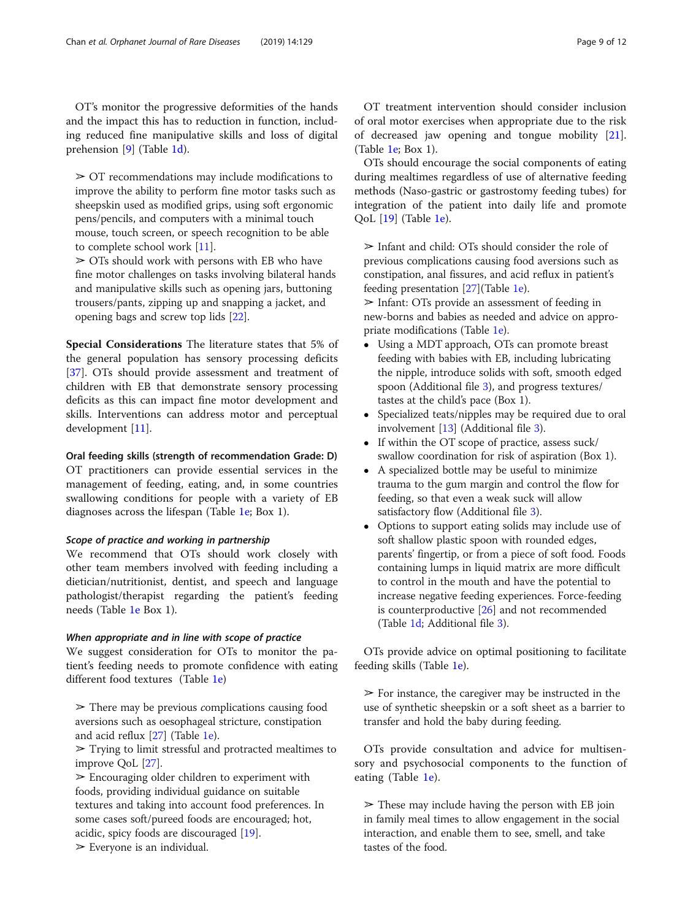OT's monitor the progressive deformities of the hands and the impact this has to reduction in function, including reduced fine manipulative skills and loss of digital prehension [9] (Table 1d).

> ➢ OT recommendations may include modifications to improve the ability to perform fine motor tasks such as sheepskin used as modified grips, using soft ergonomic pens/pencils, and computers with a minimal touch mouse, touch screen, or speech recognition to be able to complete school work [11].
> ➢ OTs should work with persons with EB who have fine motor challenges on tasks involving bilateral hands and manipulative skills such as opening jars, buttoning trousers/pants, zipping up and snapping a jacket, and opening bags and screw top lids [22].

**Special Considerations** The literature states that 5% of the general population has sensory processing deficits [37]. OTs should provide assessment and treatment of children with EB that demonstrate sensory processing deficits as this can impact fine motor development and skills. Interventions can address motor and perceptual development [11].

**Oral feeding skills (strength of recommendation Grade: D)**
OT practitioners can provide essential services in the management of feeding, eating, and, in some countries swallowing conditions for people with a variety of EB diagnoses across the lifespan (Table 1e; Box 1).

***Scope of practice and working in partnership***
We recommend that OTs should work closely with other team members involved with feeding including a dietician/nutritionist, dentist, and speech and language pathologist/therapist regarding the patient's feeding needs (Table 1e Box 1).

***When appropriate and in line with scope of practice***
We suggest consideration for OTs to monitor the patient's feeding needs to promote confidence with eating different food textures (Table 1e)

> ➢ There may be previous complications causing food aversions such as oesophageal stricture, constipation and acid reflux [27] (Table 1e).
> ➢ Trying to limit stressful and protracted mealtimes to improve QoL [27].
> ➢ Encouraging older children to experiment with foods, providing individual guidance on suitable textures and taking into account food preferences. In some cases soft/pureed foods are encouraged; hot, acidic, spicy foods are discouraged [19].
> ➢ Everyone is an individual.

OT treatment intervention should consider inclusion of oral motor exercises when appropriate due to the risk of decreased jaw opening and tongue mobility [21]. (Table 1e; Box 1).

OTs should encourage the social components of eating during mealtimes regardless of use of alternative feeding methods (Naso-gastric or gastrostomy feeding tubes) for integration of the patient into daily life and promote QoL [19] (Table 1e).

> ➢ Infant and child: OTs should consider the role of previous complications causing food aversions such as constipation, anal fissures, and acid reflux in patient's feeding presentation [27](Table 1e).
> ➢ Infant: OTs provide an assessment of feeding in new-borns and babies as needed and advice on appropriate modifications (Table 1e).

- Using a MDT approach, OTs can promote breast feeding with babies with EB, including lubricating the nipple, introduce solids with soft, smooth edged spoon (Additional file 3), and progress textures/tastes at the child's pace (Box 1).
- Specialized teats/nipples may be required due to oral involvement [13] (Additional file 3).
- If within the OT scope of practice, assess suck/swallow coordination for risk of aspiration (Box 1).
- A specialized bottle may be useful to minimize trauma to the gum margin and control the flow for feeding, so that even a weak suck will allow satisfactory flow (Additional file 3).
- Options to support eating solids may include use of soft shallow plastic spoon with rounded edges, parents' fingertip, or from a piece of soft food. Foods containing lumps in liquid matrix are more difficult to control in the mouth and have the potential to increase negative feeding experiences. Force-feeding is counterproductive [26] and not recommended (Table 1d; Additional file 3).

OTs provide advice on optimal positioning to facilitate feeding skills (Table 1e).

> ➢ For instance, the caregiver may be instructed in the use of synthetic sheepskin or a soft sheet as a barrier to transfer and hold the baby during feeding.

OTs provide consultation and advice for multisensory and psychosocial components to the function of eating (Table 1e).

> ➢ These may include having the person with EB join in family meal times to allow engagement in the social interaction, and enable them to see, smell, and take tastes of the food.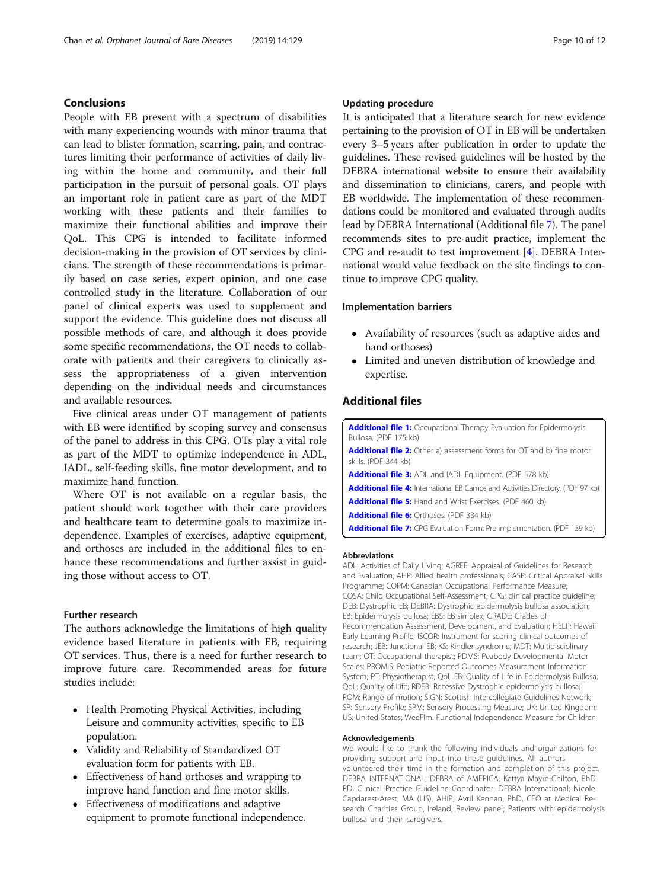## Conclusions

People with EB present with a spectrum of disabilities with many experiencing wounds with minor trauma that can lead to blister formation, scarring, pain, and contractures limiting their performance of activities of daily living within the home and community, and their full participation in the pursuit of personal goals. OT plays an important role in patient care as part of the MDT working with these patients and their families to maximize their functional abilities and improve their QoL. This CPG is intended to facilitate informed decision-making in the provision of OT services by clinicians. The strength of these recommendations is primarily based on case series, expert opinion, and one case controlled study in the literature. Collaboration of our panel of clinical experts was used to supplement and support the evidence. This guideline does not discuss all possible methods of care, and although it does provide some specific recommendations, the OT needs to collaborate with patients and their caregivers to clinically assess the appropriateness of a given intervention depending on the individual needs and circumstances and available resources.

Five clinical areas under OT management of patients with EB were identified by scoping survey and consensus of the panel to address in this CPG. OTs play a vital role as part of the MDT to optimize independence in ADL, IADL, self-feeding skills, fine motor development, and to maximize hand function.

Where OT is not available on a regular basis, the patient should work together with their care providers and healthcare team to determine goals to maximize independence. Examples of exercises, adaptive equipment, and orthoses are included in the additional files to enhance these recommendations and further assist in guiding those without access to OT.

### Further research

The authors acknowledge the limitations of high quality evidence based literature in patients with EB, requiring OT services. Thus, there is a need for further research to improve future care. Recommended areas for future studies include:

- Health Promoting Physical Activities, including Leisure and community activities, specific to EB population.
- Validity and Reliability of Standardized OT evaluation form for patients with EB.
- Effectiveness of hand orthoses and wrapping to improve hand function and fine motor skills.
- Effectiveness of modifications and adaptive equipment to promote functional independence.

### Updating procedure

It is anticipated that a literature search for new evidence pertaining to the provision of OT in EB will be undertaken every 3–5 years after publication in order to update the guidelines. These revised guidelines will be hosted by the DEBRA international website to ensure their availability and dissemination to clinicians, carers, and people with EB worldwide. The implementation of these recommendations could be monitored and evaluated through audits lead by DEBRA International (Additional file 7). The panel recommends sites to pre-audit practice, implement the CPG and re-audit to test improvement [4]. DEBRA International would value feedback on the site findings to continue to improve CPG quality.

### Implementation barriers

- Availability of resources (such as adaptive aides and hand orthoses)
- Limited and uneven distribution of knowledge and expertise.

## Additional files

**Additional file 1:** Occupational Therapy Evaluation for Epidermolysis Bullosa. (PDF 175 kb)
**Additional file 2:** Other a) assessment forms for OT and b) fine motor skills. (PDF 344 kb)
**Additional file 3:** ADL and IADL Equipment. (PDF 578 kb)
**Additional file 4:** International EB Camps and Activities Directory. (PDF 97 kb)
**Additional file 5:** Hand and Wrist Exercises. (PDF 460 kb)
**Additional file 6:** Orthoses. (PDF 334 kb)
**Additional file 7:** CPG Evaluation Form: Pre implementation. (PDF 139 kb)

#### Abbreviations

ADL: Activities of Daily Living; AGREE: Appraisal of Guidelines for Research and Evaluation; AHP: Allied health professionals; CASP: Critical Appraisal Skills Programme; COPM: Canadian Occupational Performance Measure; COSA: Child Occupational Self-Assessment; CPG: clinical practice guideline; DEB: Dystrophic EB; DEBRA: Dystrophic epidermolysis bullosa association; EB: Epidermolysis bullosa; EBS: EB simplex; GRADE: Grades of Recommendation Assessment, Development, and Evaluation; HELP: Hawaii Early Learning Profile; ISCOR: Instrument for scoring clinical outcomes of research; JEB: Junctional EB; KS: Kindler syndrome; MDT: Multidisciplinary team; OT: Occupational therapist; PDMS: Peabody Developmental Motor Scales; PROMIS: Pediatric Reported Outcomes Measurement Information System; PT: Physiotherapist; QoL EB: Quality of Life in Epidermolysis Bullosa; QoL: Quality of Life; RDEB: Recessive Dystrophic epidermolysis bullosa; ROM: Range of motion; SIGN: Scottish Intercollegiate Guidelines Network; SP: Sensory Profile; SPM: Sensory Processing Measure; UK: United Kingdom; US: United States; WeeFIm: Functional Independence Measure for Children

#### Acknowledgements

We would like to thank the following individuals and organizations for providing support and input into these guidelines. All authors volunteered their time in the formation and completion of this project. DEBRA INTERNATIONAL; DEBRA of AMERICA; Kattya Mayre-Chilton, PhD RD, Clinical Practice Guideline Coordinator, DEBRA International; Nicole Capdarest-Arest, MA (LIS), AHIP; Avril Kennan, PhD, CEO at Medical Research Charities Group, Ireland; Review panel; Patients with epidermolysis bullosa and their caregivers.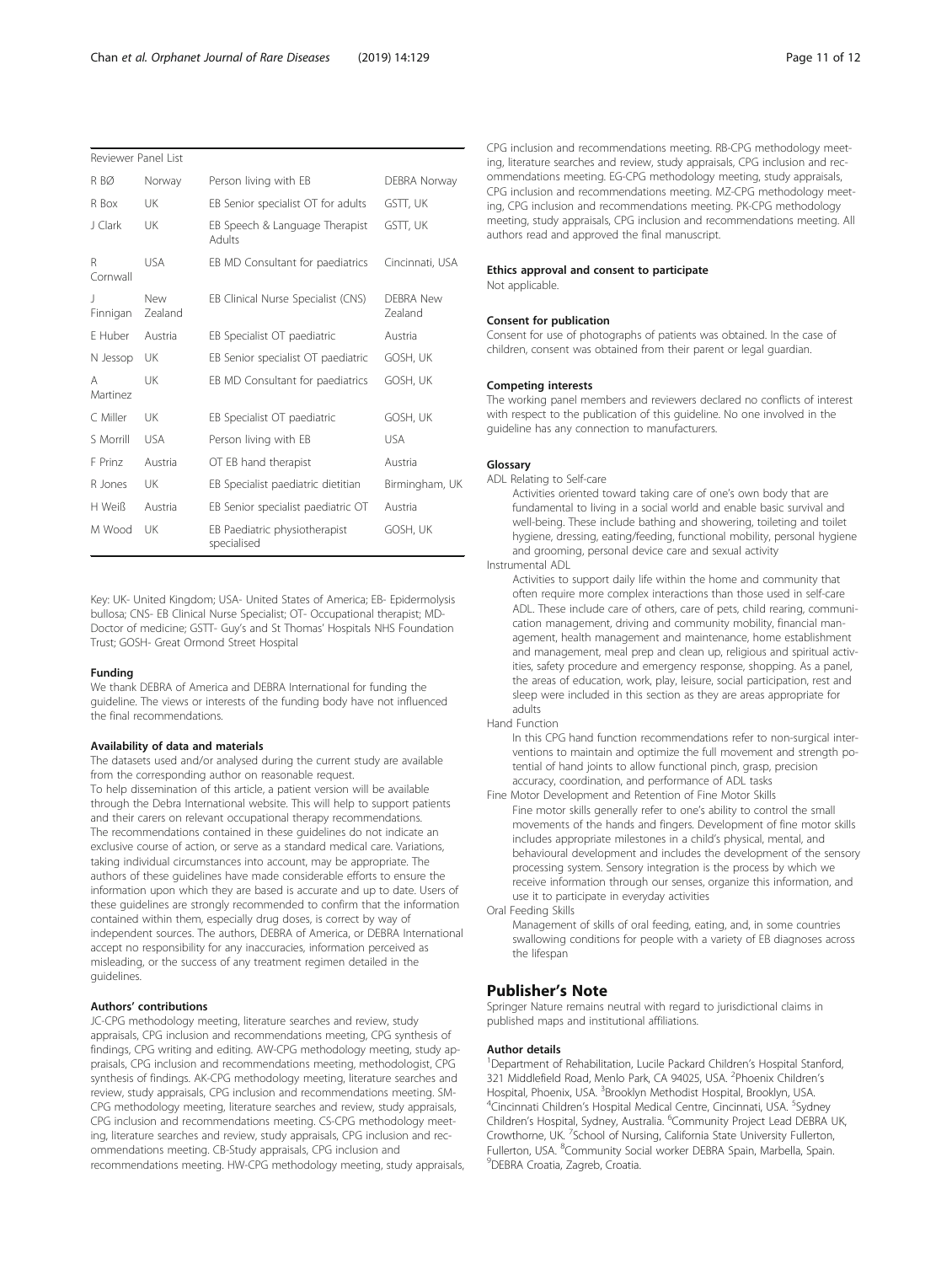| Reviewer Panel List | | | |
|---|---|---|---|
| R BØ | Norway | Person living with EB | DEBRA Norway |
| R Box | UK | EB Senior specialist OT for adults | GSTT, UK |
| J Clark | UK | EB Speech & Language Therapist Adults | GSTT, UK |
| R Cornwall | USA | EB MD Consultant for paediatrics | Cincinnati, USA |
| J Finnigan | New Zealand | EB Clinical Nurse Specialist (CNS) | DEBRA New Zealand |
| E Huber | Austria | EB Specialist OT paediatric | Austria |
| N Jessop | UK | EB Senior specialist OT paediatric | GOSH, UK |
| A Martinez | UK | EB MD Consultant for paediatrics | GOSH, UK |
| C Miller | UK | EB Specialist OT paediatric | GOSH, UK |
| S Morrill | USA | Person living with EB | USA |
| F Prinz | Austria | OT EB hand therapist | Austria |
| R Jones | UK | EB Specialist paediatric dietitian | Birmingham, UK |
| H Weiß | Austria | EB Senior specialist paediatric OT | Austria |
| M Wood | UK | EB Paediatric physiotherapist specialised | GOSH, UK |

Key: UK- United Kingdom; USA- United States of America; EB- Epidermolysis bullosa; CNS- EB Clinical Nurse Specialist; OT- Occupational therapist; MD- Doctor of medicine; GSTT- Guy's and St Thomas' Hospitals NHS Foundation Trust; GOSH- Great Ormond Street Hospital

#### Funding

We thank DEBRA of America and DEBRA International for funding the guideline. The views or interests of the funding body have not influenced the final recommendations.

#### Availability of data and materials

The datasets used and/or analysed during the current study are available from the corresponding author on reasonable request.
To help dissemination of this article, a patient version will be available through the Debra International website. This will help to support patients and their carers on relevant occupational therapy recommendations.
The recommendations contained in these guidelines do not indicate an exclusive course of action, or serve as a standard medical care. Variations, taking individual circumstances into account, may be appropriate. The authors of these guidelines have made considerable efforts to ensure the information upon which they are based is accurate and up to date. Users of these guidelines are strongly recommended to confirm that the information contained within them, especially drug doses, is correct by way of independent sources. The authors, DEBRA of America, or DEBRA International accept no responsibility for any inaccuracies, information perceived as misleading, or the success of any treatment regimen detailed in the guidelines.

#### Authors' contributions

JC-CPG methodology meeting, literature searches and review, study appraisals, CPG inclusion and recommendations meeting, CPG synthesis of findings, CPG writing and editing. AW-CPG methodology meeting, study appraisals, CPG inclusion and recommendations meeting, methodologist, CPG synthesis of findings. AK-CPG methodology meeting, literature searches and review, study appraisals, CPG inclusion and recommendations meeting. SM-CPG methodology meeting, literature searches and review, study appraisals, CPG inclusion and recommendations meeting. CS-CPG methodology meeting, literature searches and review, study appraisals, CPG inclusion and recommendations meeting. CB-Study appraisals, CPG inclusion and recommendations meeting. HW-CPG methodology meeting, study appraisals, CPG inclusion and recommendations meeting. RB-CPG methodology meeting, literature searches and review, study appraisals, CPG inclusion and recommendations meeting. EG-CPG methodology meeting, study appraisals, CPG inclusion and recommendations meeting. MZ-CPG methodology meeting, CPG inclusion and recommendations meeting. PK-CPG methodology meeting, study appraisals, CPG inclusion and recommendations meeting. All authors read and approved the final manuscript.

#### Ethics approval and consent to participate

Not applicable.

#### Consent for publication

Consent for use of photographs of patients was obtained. In the case of children, consent was obtained from their parent or legal guardian.

#### Competing interests

The working panel members and reviewers declared no conflicts of interest with respect to the publication of this guideline. No one involved in the guideline has any connection to manufacturers.

#### Glossary

ADL Relating to Self-care

Activities oriented toward taking care of one's own body that are fundamental to living in a social world and enable basic survival and well-being. These include bathing and showering, toileting and toilet hygiene, dressing, eating/feeding, functional mobility, personal hygiene and grooming, personal device care and sexual activity

Instrumental ADL

Activities to support daily life within the home and community that often require more complex interactions than those used in self-care ADL. These include care of others, care of pets, child rearing, communication management, driving and community mobility, financial management, health management and maintenance, home establishment and management, meal prep and clean up, religious and spiritual activities, safety procedure and emergency response, shopping. As a panel, the areas of education, work, play, leisure, social participation, rest and sleep were included in this section as they are areas appropriate for adults

Hand Function

In this CPG hand function recommendations refer to non-surgical interventions to maintain and optimize the full movement and strength potential of hand joints to allow functional pinch, grasp, precision accuracy, coordination, and performance of ADL tasks

Fine Motor Development and Retention of Fine Motor Skills

Fine motor skills generally refer to one's ability to control the small movements of the hands and fingers. Development of fine motor skills includes appropriate milestones in a child's physical, mental, and behavioural development and includes the development of the sensory processing system. Sensory integration is the process by which we receive information through our senses, organize this information, and use it to participate in everyday activities

Oral Feeding Skills

Management of skills of oral feeding, eating, and, in some countries swallowing conditions for people with a variety of EB diagnoses across the lifespan

## Publisher's Note

Springer Nature remains neutral with regard to jurisdictional claims in published maps and institutional affiliations.

#### Author details

[1]Department of Rehabilitation, Lucile Packard Children's Hospital Stanford, 321 Middlefield Road, Menlo Park, CA 94025, USA. [2]Phoenix Children's Hospital, Phoenix, USA. [3]Brooklyn Methodist Hospital, Brooklyn, USA. [4]Cincinnati Children's Hospital Medical Centre, Cincinnati, USA. [5]Sydney Children's Hospital, Sydney, Australia. [6]Community Project Lead DEBRA UK, Crowthorne, UK. [7]School of Nursing, California State University Fullerton, Fullerton, USA. [8]Community Social worker DEBRA Spain, Marbella, Spain. [9]DEBRA Croatia, Zagreb, Croatia.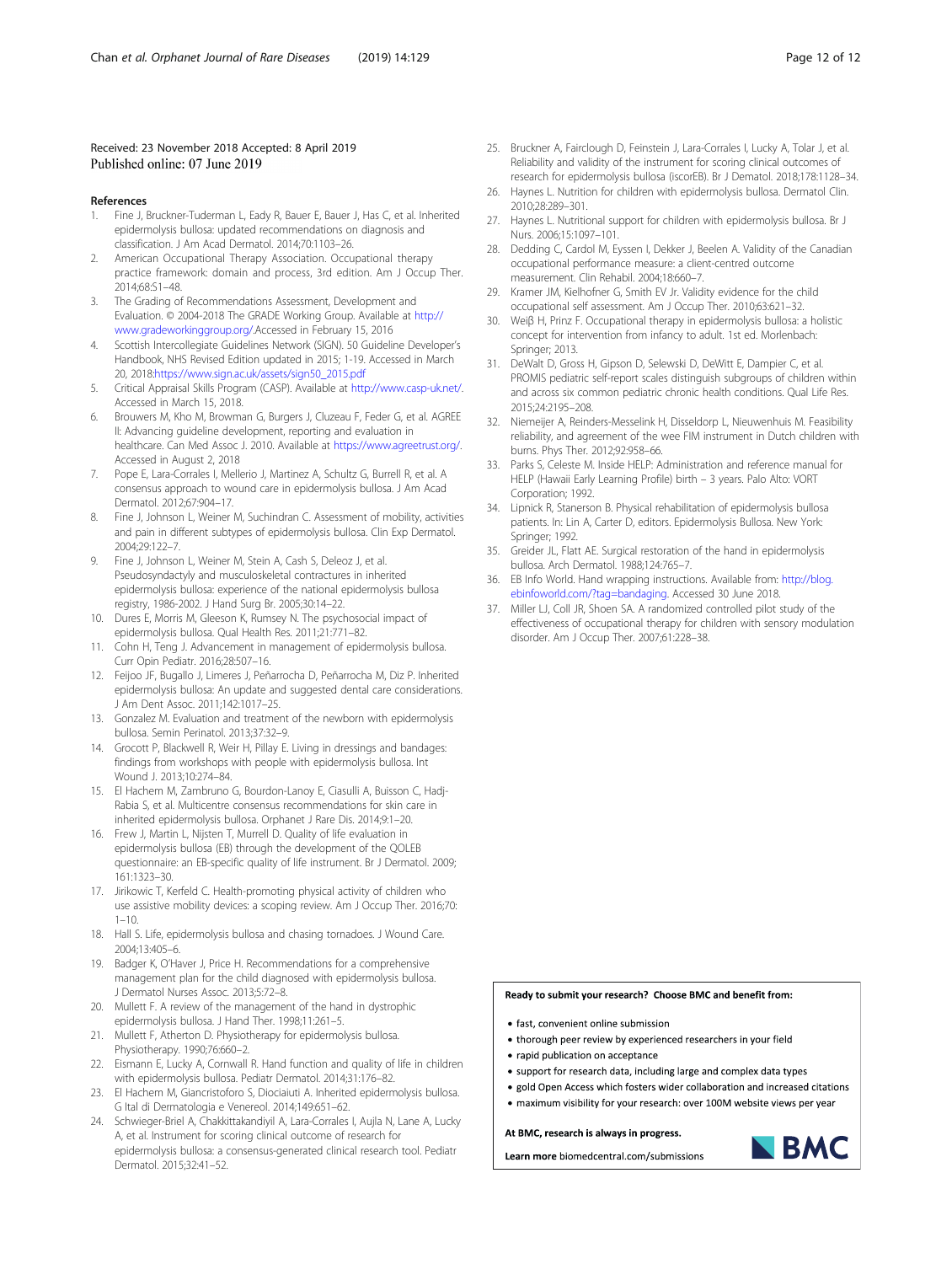Received: 23 November 2018 Accepted: 8 April 2019
Published online: 07 June 2019

## References

1. Fine J, Bruckner-Tuderman L, Eady R, Bauer E, Bauer J, Has C, et al. Inherited epidermolysis bullosa: updated recommendations on diagnosis and classification. J Am Acad Dermatol. 2014;70:1103–26.
2. American Occupational Therapy Association. Occupational therapy practice framework: domain and process, 3rd edition. Am J Occup Ther. 2014;68:S1–48.
3. The Grading of Recommendations Assessment, Development and Evaluation. © 2004-2018 The GRADE Working Group. Available at http://www.gradeworkinggroup.org/.Accessed in February 15, 2016
4. Scottish Intercollegiate Guidelines Network (SIGN). 50 Guideline Developer's Handbook, NHS Revised Edition updated in 2015; 1-19. Accessed in March 20, 2018:https://www.sign.ac.uk/assets/sign50_2015.pdf
5. Critical Appraisal Skills Program (CASP). Available at http://www.casp-uk.net/. Accessed in March 15, 2018.
6. Brouwers M, Kho M, Browman G, Burgers J, Cluzeau F, Feder G, et al. AGREE II: Advancing guideline development, reporting and evaluation in healthcare. Can Med Assoc J. 2010. Available at https://www.agreetrust.org/. Accessed in August 2, 2018
7. Pope E, Lara-Corrales I, Mellerio J, Martinez A, Schultz G, Burrell R, et al. A consensus approach to wound care in epidermolysis bullosa. J Am Acad Dermatol. 2012;67:904–17.
8. Fine J, Johnson L, Weiner M, Suchindran C. Assessment of mobility, activities and pain in different subtypes of epidermolysis bullosa. Clin Exp Dermatol. 2004;29:122–7.
9. Fine J, Johnson L, Weiner M, Stein A, Cash S, Deleoz J, et al. Pseudosyndactyly and musculoskeletal contractures in inherited epidermolysis bullosa: experience of the national epidermolysis bullosa registry, 1986-2002. J Hand Surg Br. 2005;30:14–22.
10. Dures E, Morris M, Gleeson K, Rumsey N. The psychosocial impact of epidermolysis bullosa. Qual Health Res. 2011;21:771–82.
11. Cohn H, Teng J. Advancement in management of epidermolysis bullosa. Curr Opin Pediatr. 2016;28:507–16.
12. Feijoo JF, Bugallo J, Limeres J, Peñarrocha D, Peñarrocha M, Diz P. Inherited epidermolysis bullosa: An update and suggested dental care considerations. J Am Dent Assoc. 2011;142:1017–25.
13. Gonzalez M. Evaluation and treatment of the newborn with epidermolysis bullosa. Semin Perinatol. 2013;37:32–9.
14. Grocott P, Blackwell R, Weir H, Pillay E. Living in dressings and bandages: findings from workshops with people with epidermolysis bullosa. Int Wound J. 2013;10:274–84.
15. El Hachem M, Zambruno G, Bourdon-Lanoy E, Ciasulli A, Buisson C, Hadj-Rabia S, et al. Multicentre consensus recommendations for skin care in inherited epidermolysis bullosa. Orphanet J Rare Dis. 2014;9:1–20.
16. Frew J, Martin L, Nijsten T, Murrell D. Quality of life evaluation in epidermolysis bullosa (EB) through the development of the QOLEB questionnaire: an EB-specific quality of life instrument. Br J Dermatol. 2009; 161:1323–30.
17. Jirikowic T, Kerfeld C. Health-promoting physical activity of children who use assistive mobility devices: a scoping review. Am J Occup Ther. 2016;70: 1–10.
18. Hall S. Life, epidermolysis bullosa and chasing tornadoes. J Wound Care. 2004;13:405–6.
19. Badger K, O'Haver J, Price H. Recommendations for a comprehensive management plan for the child diagnosed with epidermolysis bullosa. J Dermatol Nurses Assoc. 2013;5:72–8.
20. Mullett F. A review of the management of the hand in dystrophic epidermolysis bullosa. J Hand Ther. 1998;11:261–5.
21. Mullett F, Atherton D. Physiotherapy for epidermolysis bullosa. Physiotherapy. 1990;76:660–2.
22. Eismann E, Lucky A, Cornwall R. Hand function and quality of life in children with epidermolysis bullosa. Pediatr Dermatol. 2014;31:176–82.
23. El Hachem M, Giancristoforo S, Diociaiuti A. Inherited epidermolysis bullosa. G Ital di Dermatologia e Venereol. 2014;149:651–62.
24. Schwieger-Briel A, Chakkittakandiyil A, Lara-Corrales I, Aujla N, Lane A, Lucky A, et al. Instrument for scoring clinical outcome of research for epidermolysis bullosa: a consensus-generated clinical research tool. Pediatr Dermatol. 2015;32:41–52.
25. Bruckner A, Fairclough D, Feinstein J, Lara-Corrales I, Lucky A, Tolar J, et al. Reliability and validity of the instrument for scoring clinical outcomes of research for epidermolysis bullosa (iscorEB). Br J Dematol. 2018;178:1128–34.
26. Haynes L. Nutrition for children with epidermolysis bullosa. Dermatol Clin. 2010;28:289–301.
27. Haynes L. Nutritional support for children with epidermolysis bullosa. Br J Nurs. 2006;15:1097–101.
28. Dedding C, Cardol M, Eyssen I, Dekker J, Beelen A. Validity of the Canadian occupational performance measure: a client-centred outcome measurement. Clin Rehabil. 2004;18:660–7.
29. Kramer JM, Kielhofner G, Smith EV Jr. Validity evidence for the child occupational self assessment. Am J Occup Ther. 2010;63:621–32.
30. Weiβ H, Prinz F. Occupational therapy in epidermolysis bullosa: a holistic concept for intervention from infancy to adult. 1st ed. Morlenbach: Springer; 2013.
31. DeWalt D, Gross H, Gipson D, Selewski D, DeWitt E, Dampier C, et al. PROMIS pediatric self-report scales distinguish subgroups of children within and across six common pediatric chronic health conditions. Qual Life Res. 2015;24:2195–208.
32. Niemeijer A, Reinders-Messelink H, Disseldorp L, Nieuwenhuis M. Feasibility reliability, and agreement of the wee FIM instrument in Dutch children with burns. Phys Ther. 2012;92:958–66.
33. Parks S, Celeste M. Inside HELP: Administration and reference manual for HELP (Hawaii Early Learning Profile) birth – 3 years. Palo Alto: VORT Corporation; 1992.
34. Lipnick R, Stanerson B. Physical rehabilitation of epidermolysis bullosa patients. In: Lin A, Carter D, editors. Epidermolysis Bullosa. New York: Springer; 1992.
35. Greider JL, Flatt AE. Surgical restoration of the hand in epidermolysis bullosa. Arch Dermatol. 1988;124:765–7.
36. EB Info World. Hand wrapping instructions. Available from: http://blog.ebinfoworld.com/?tag=bandaging. Accessed 30 June 2018.
37. Miller LJ, Coll JR, Shoen SA. A randomized controlled pilot study of the effectiveness of occupational therapy for children with sensory modulation disorder. Am J Occup Ther. 2007;61:228–38.

**Ready to submit your research? Choose BMC and benefit from:**

- fast, convenient online submission
- thorough peer review by experienced researchers in your field
- rapid publication on acceptance
- support for research data, including large and complex data types
- gold Open Access which fosters wider collaboration and increased citations
- maximum visibility for your research: over 100M website views per year

**At BMC, research is always in progress.**

**Learn more** biomedcentral.com/submissions

BMC